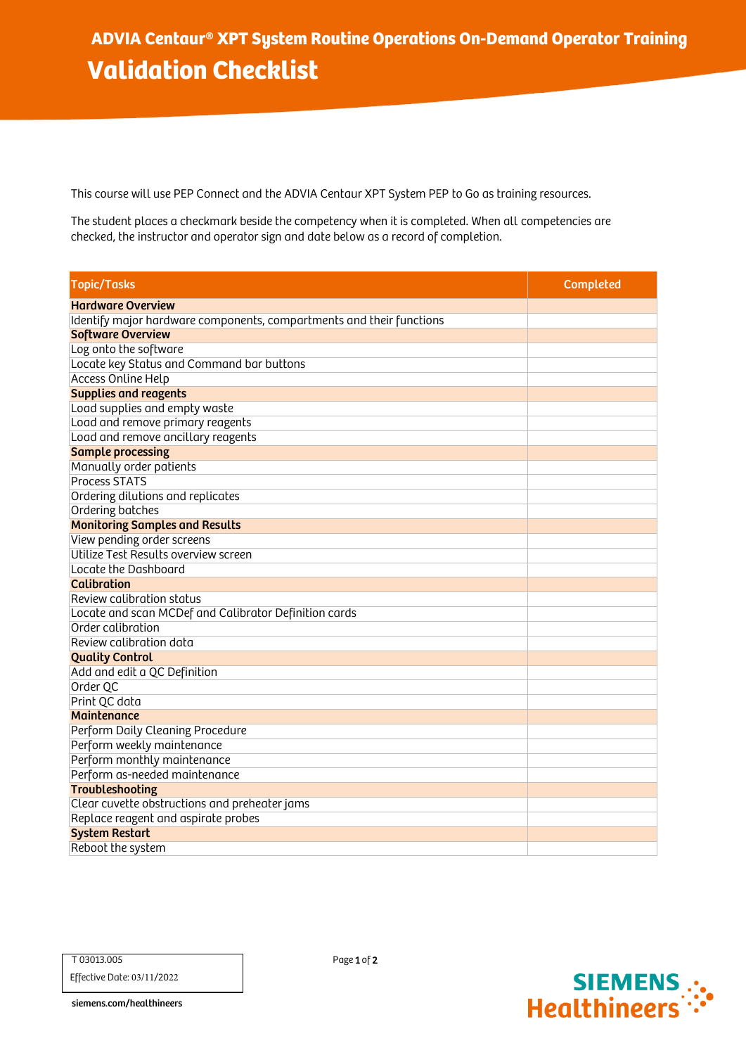# ADVIA Centaur® XPT System Routine Operations On-Demand Operator Training

## Validation Checklist

This course will use PEP Connect and the ADVIA Centaur XPT System PEP to Go as training resources.

The student places a checkmark beside the competency when it is completed. When all competencies are checked, the instructor and operator sign and date below as a record of completion.

| Topic/Tasks | Completed |
|---|---|
| **Hardware Overview** | |
| Identify major hardware components, compartments and their functions | |
| **Software Overview** | |
| Log onto the software | |
| Locate key Status and Command bar buttons | |
| Access Online Help | |
| **Supplies and reagents** | |
| Load supplies and empty waste | |
| Load and remove primary reagents | |
| Load and remove ancillary reagents | |
| **Sample processing** | |
| Manually order patients | |
| Process STATS | |
| Ordering dilutions and replicates | |
| Ordering batches | |
| **Monitoring Samples and Results** | |
| View pending order screens | |
| Utilize Test Results overview screen | |
| Locate the Dashboard | |
| **Calibration** | |
| Review calibration status | |
| Locate and scan MCDef and Calibrator Definition cards | |
| Order calibration | |
| Review calibration data | |
| **Quality Control** | |
| Add and edit a QC Definition | |
| Order QC | |
| Print QC data | |
| **Maintenance** | |
| Perform Daily Cleaning Procedure | |
| Perform weekly maintenance | |
| Perform monthly maintenance | |
| Perform as-needed maintenance | |
| **Troubleshooting** | |
| Clear cuvette obstructions and preheater jams | |
| Replace reagent and aspirate probes | |
| **System Restart** | |
| Reboot the system | |

T 03013.005
Effective Date: 03/11/2022

siemens.com/healthineers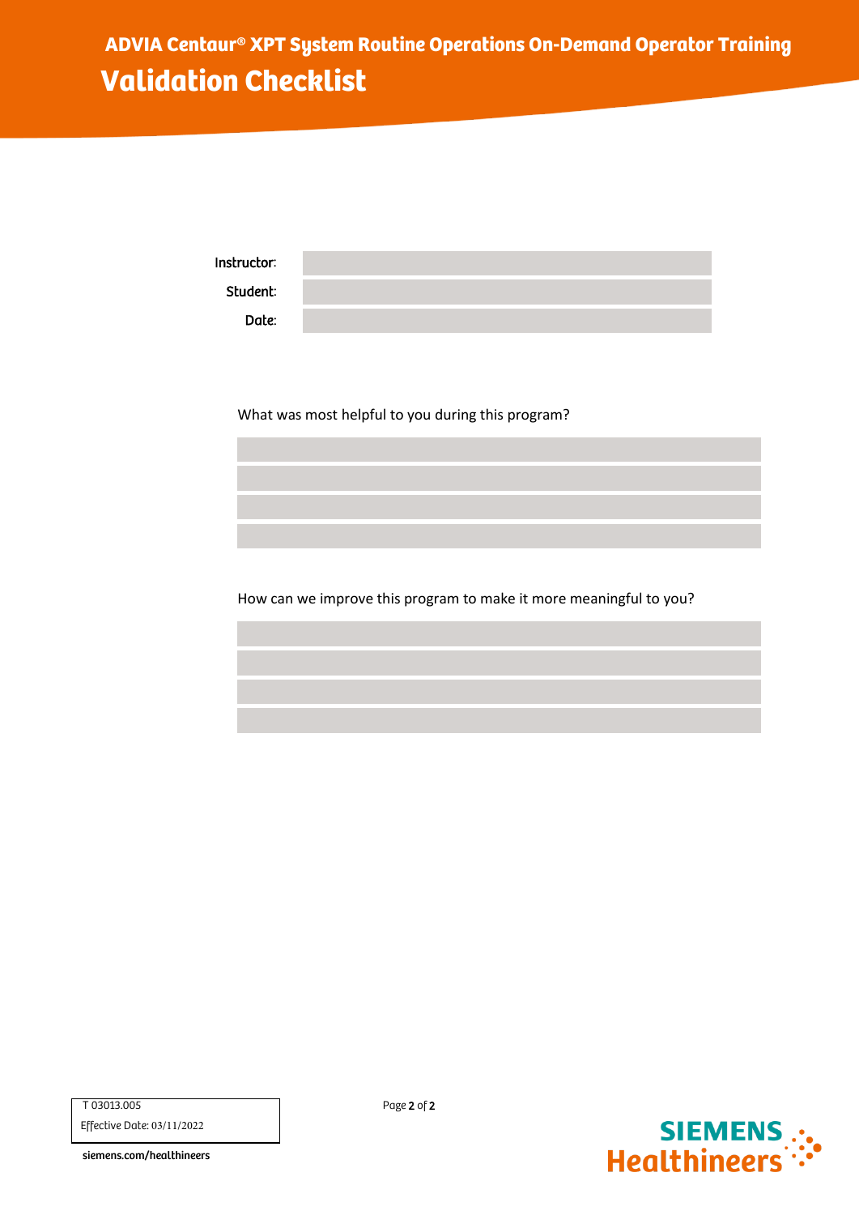# ADVIA Centaur® XPT System Routine Operations On-Demand Operator Training

## Validation Checklist

Instructor:

Student:

Date:

What was most helpful to you during this program?

How can we improve this program to make it more meaningful to you?

T 03013.005

Effective Date: 03/11/2022

siemens.com/healthineers